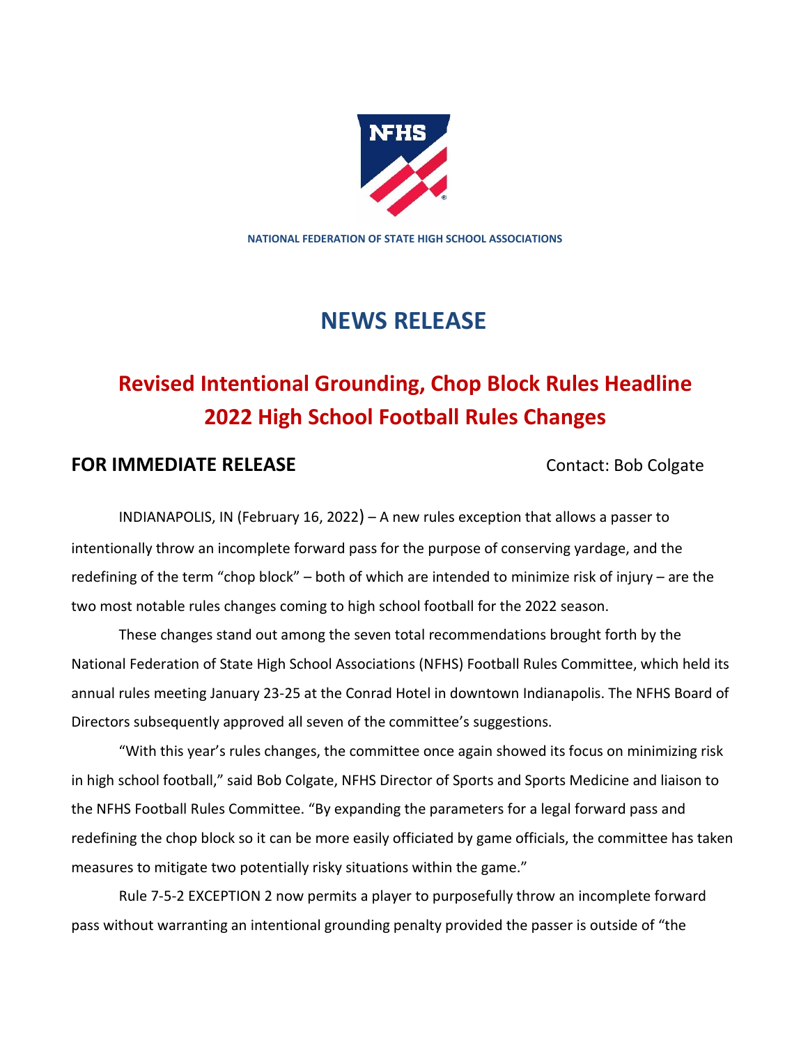NATIONAL FEDERATION OF STATE HIGH SCHOOL ASSOCIATIONS

# NEWS RELEASE

## Revised Intentional Grounding, Chop Block Rules Headline 2022 High School Football Rules Changes

**FOR IMMEDIATE RELEASE** Contact: Bob Colgate

INDIANAPOLIS, IN (February 16, 2022) – A new rules exception that allows a passer to intentionally throw an incomplete forward pass for the purpose of conserving yardage, and the redefining of the term "chop block" – both of which are intended to minimize risk of injury – are the two most notable rules changes coming to high school football for the 2022 season.

These changes stand out among the seven total recommendations brought forth by the National Federation of State High School Associations (NFHS) Football Rules Committee, which held its annual rules meeting January 23-25 at the Conrad Hotel in downtown Indianapolis. The NFHS Board of Directors subsequently approved all seven of the committee's suggestions.

"With this year's rules changes, the committee once again showed its focus on minimizing risk in high school football," said Bob Colgate, NFHS Director of Sports and Sports Medicine and liaison to the NFHS Football Rules Committee. "By expanding the parameters for a legal forward pass and redefining the chop block so it can be more easily officiated by game officials, the committee has taken measures to mitigate two potentially risky situations within the game."

Rule 7-5-2 EXCEPTION 2 now permits a player to purposefully throw an incomplete forward pass without warranting an intentional grounding penalty provided the passer is outside of "the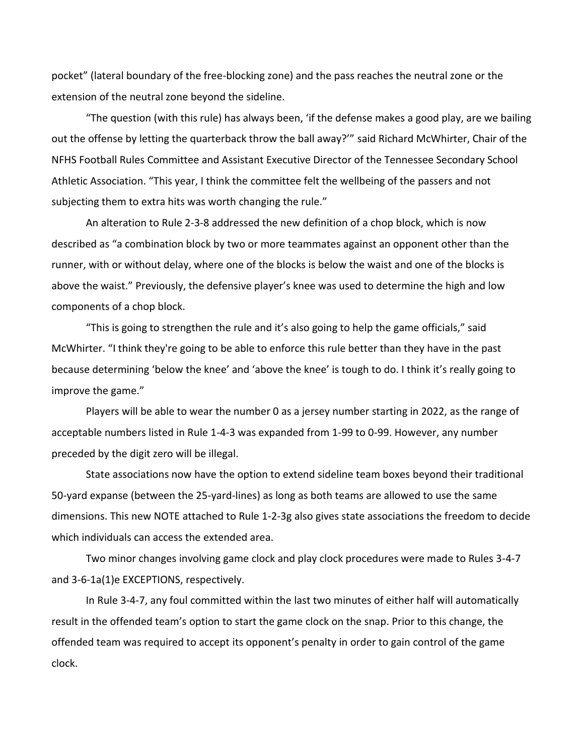pocket" (lateral boundary of the free-blocking zone) and the pass reaches the neutral zone or the extension of the neutral zone beyond the sideline.

"The question (with this rule) has always been, 'if the defense makes a good play, are we bailing out the offense by letting the quarterback throw the ball away?'" said Richard McWhirter, Chair of the NFHS Football Rules Committee and Assistant Executive Director of the Tennessee Secondary School Athletic Association. "This year, I think the committee felt the wellbeing of the passers and not subjecting them to extra hits was worth changing the rule."

An alteration to Rule 2-3-8 addressed the new definition of a chop block, which is now described as "a combination block by two or more teammates against an opponent other than the runner, with or without delay, where one of the blocks is below the waist and one of the blocks is above the waist." Previously, the defensive player's knee was used to determine the high and low components of a chop block.

"This is going to strengthen the rule and it's also going to help the game officials," said McWhirter. "I think they're going to be able to enforce this rule better than they have in the past because determining 'below the knee' and 'above the knee' is tough to do. I think it's really going to improve the game."

Players will be able to wear the number 0 as a jersey number starting in 2022, as the range of acceptable numbers listed in Rule 1-4-3 was expanded from 1-99 to 0-99. However, any number preceded by the digit zero will be illegal.

State associations now have the option to extend sideline team boxes beyond their traditional 50-yard expanse (between the 25-yard-lines) as long as both teams are allowed to use the same dimensions. This new NOTE attached to Rule 1-2-3g also gives state associations the freedom to decide which individuals can access the extended area.

Two minor changes involving game clock and play clock procedures were made to Rules 3-4-7 and 3-6-1a(1)e EXCEPTIONS, respectively.

In Rule 3-4-7, any foul committed within the last two minutes of either half will automatically result in the offended team's option to start the game clock on the snap. Prior to this change, the offended team was required to accept its opponent's penalty in order to gain control of the game clock.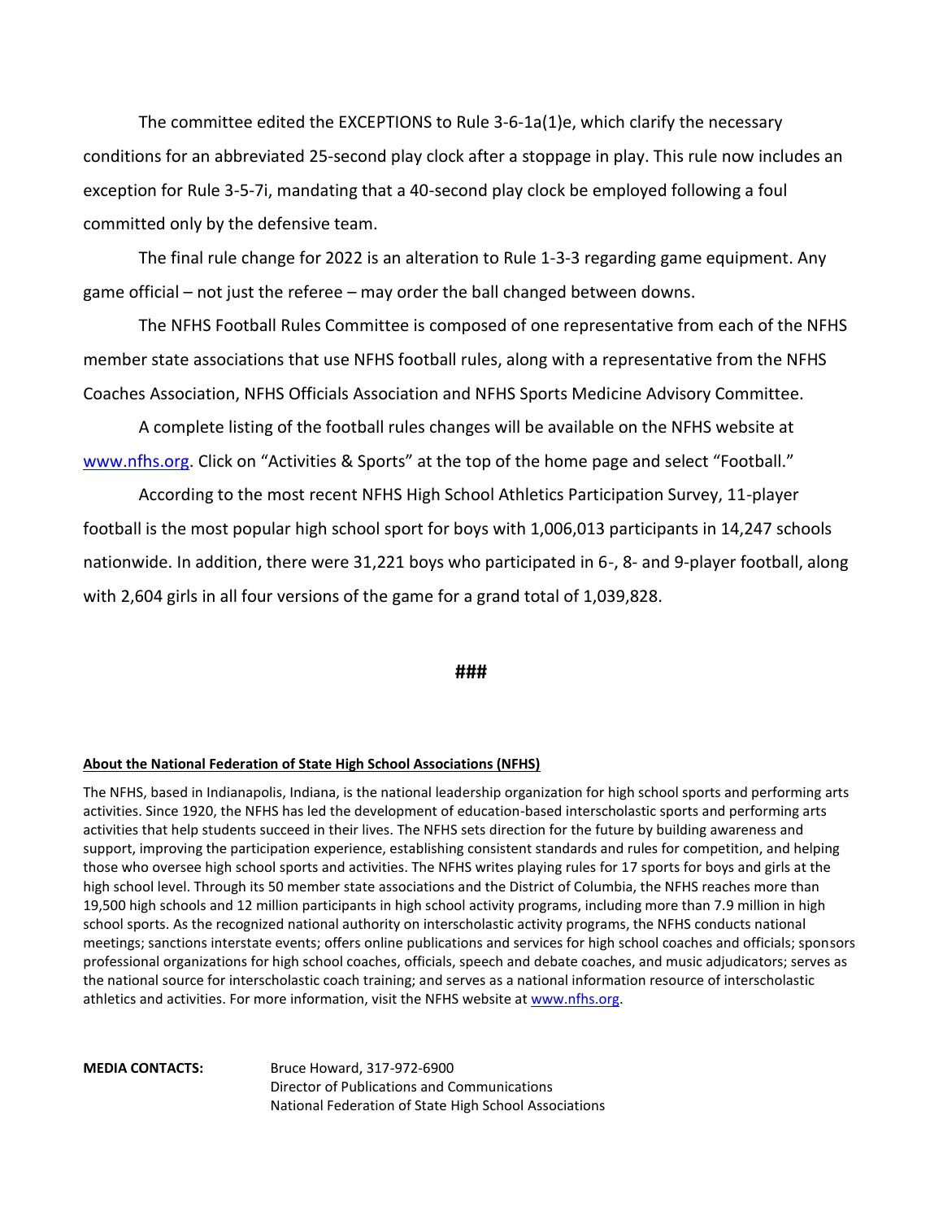The committee edited the EXCEPTIONS to Rule 3-6-1a(1)e, which clarify the necessary conditions for an abbreviated 25-second play clock after a stoppage in play. This rule now includes an exception for Rule 3-5-7i, mandating that a 40-second play clock be employed following a foul committed only by the defensive team.

The final rule change for 2022 is an alteration to Rule 1-3-3 regarding game equipment. Any game official – not just the referee – may order the ball changed between downs.

The NFHS Football Rules Committee is composed of one representative from each of the NFHS member state associations that use NFHS football rules, along with a representative from the NFHS Coaches Association, NFHS Officials Association and NFHS Sports Medicine Advisory Committee.

A complete listing of the football rules changes will be available on the NFHS website at www.nfhs.org. Click on "Activities & Sports" at the top of the home page and select "Football."

According to the most recent NFHS High School Athletics Participation Survey, 11-player football is the most popular high school sport for boys with 1,006,013 participants in 14,247 schools nationwide. In addition, there were 31,221 boys who participated in 6-, 8- and 9-player football, along with 2,604 girls in all four versions of the game for a grand total of 1,039,828.

###

**About the National Federation of State High School Associations (NFHS)**

The NFHS, based in Indianapolis, Indiana, is the national leadership organization for high school sports and performing arts activities. Since 1920, the NFHS has led the development of education-based interscholastic sports and performing arts activities that help students succeed in their lives. The NFHS sets direction for the future by building awareness and support, improving the participation experience, establishing consistent standards and rules for competition, and helping those who oversee high school sports and activities. The NFHS writes playing rules for 17 sports for boys and girls at the high school level. Through its 50 member state associations and the District of Columbia, the NFHS reaches more than 19,500 high schools and 12 million participants in high school activity programs, including more than 7.9 million in high school sports. As the recognized national authority on interscholastic activity programs, the NFHS conducts national meetings; sanctions interstate events; offers online publications and services for high school coaches and officials; sponsors professional organizations for high school coaches, officials, speech and debate coaches, and music adjudicators; serves as the national source for interscholastic coach training; and serves as a national information resource of interscholastic athletics and activities. For more information, visit the NFHS website at www.nfhs.org.

**MEDIA CONTACTS:** Bruce Howard, 317-972-6900
Director of Publications and Communications
National Federation of State High School Associations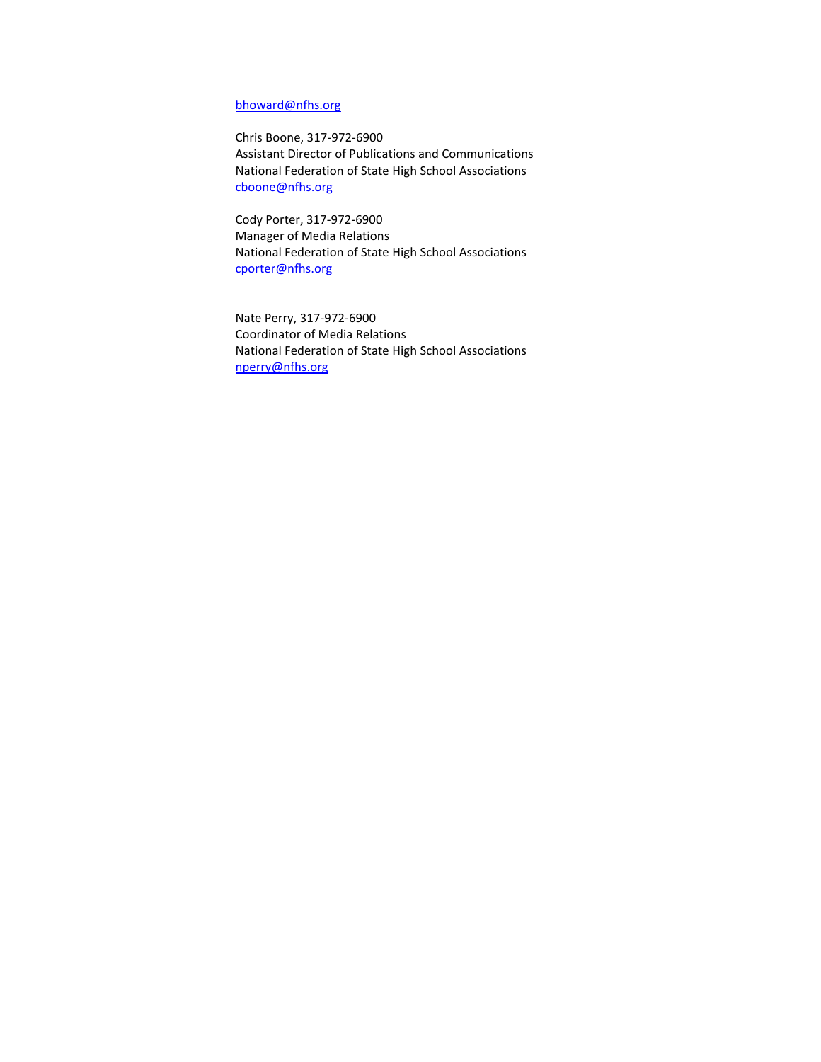bhoward@nfhs.org

Chris Boone, 317-972-6900
Assistant Director of Publications and Communications
National Federation of State High School Associations
cboone@nfhs.org

Cody Porter, 317-972-6900
Manager of Media Relations
National Federation of State High School Associations
cporter@nfhs.org

Nate Perry, 317-972-6900
Coordinator of Media Relations
National Federation of State High School Associations
nperry@nfhs.org